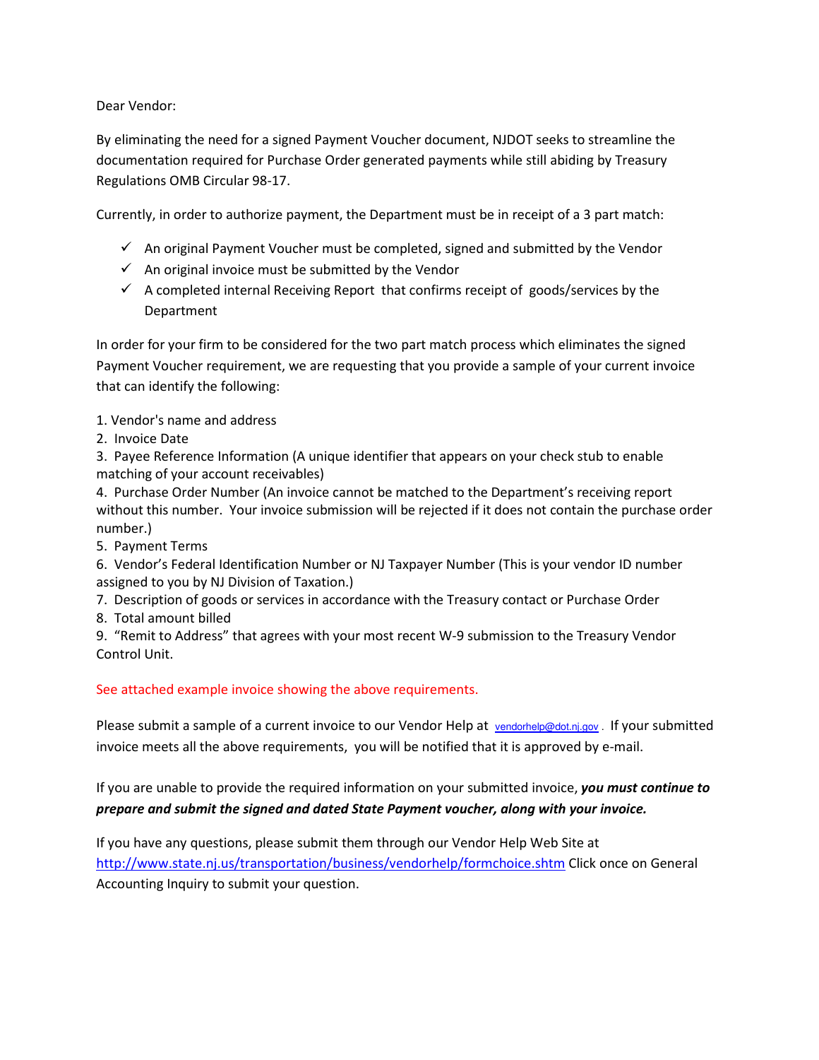Dear Vendor:

By eliminating the need for a signed Payment Voucher document, NJDOT seeks to streamline the documentation required for Purchase Order generated payments while still abiding by Treasury Regulations OMB Circular 98-17.

Currently, in order to authorize payment, the Department must be in receipt of a 3 part match:

- ✓ An original Payment Voucher must be completed, signed and submitted by the Vendor
- ✓ An original invoice must be submitted by the Vendor
- ✓ A completed internal Receiving Report that confirms receipt of goods/services by the Department

In order for your firm to be considered for the two part match process which eliminates the signed Payment Voucher requirement, we are requesting that you provide a sample of your current invoice that can identify the following:

1. Vendor's name and address
2. Invoice Date
3. Payee Reference Information (A unique identifier that appears on your check stub to enable matching of your account receivables)
4. Purchase Order Number (An invoice cannot be matched to the Department's receiving report without this number. Your invoice submission will be rejected if it does not contain the purchase order number.)
5. Payment Terms
6. Vendor's Federal Identification Number or NJ Taxpayer Number (This is your vendor ID number assigned to you by NJ Division of Taxation.)
7. Description of goods or services in accordance with the Treasury contact or Purchase Order
8. Total amount billed
9. "Remit to Address" that agrees with your most recent W-9 submission to the Treasury Vendor Control Unit.

See attached example invoice showing the above requirements.

Please submit a sample of a current invoice to our Vendor Help at vendorhelp@dot.nj.gov . If your submitted invoice meets all the above requirements, you will be notified that it is approved by e-mail.

If you are unable to provide the required information on your submitted invoice, ***you must continue to prepare and submit the signed and dated State Payment voucher, along with your invoice.***

If you have any questions, please submit them through our Vendor Help Web Site at http://www.state.nj.us/transportation/business/vendorhelp/formchoice.shtm Click once on General Accounting Inquiry to submit your question.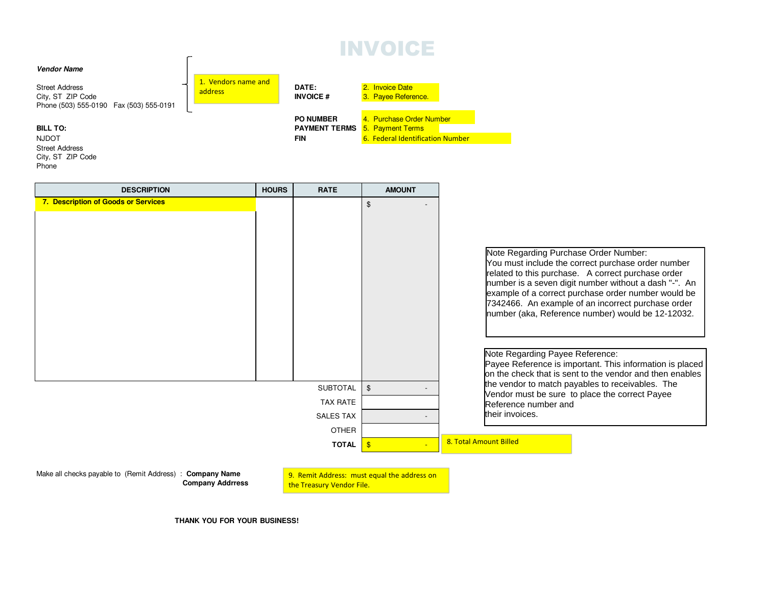# INVOICE

***Vendor Name***

Street Address
City, ST ZIP Code
Phone (503) 555-0190 Fax (503) 555-0191

1. Vendors name and address

**DATE:** 2. Invoice Date
**INVOICE #** 3. Payee Reference.

**PO NUMBER** 4. Purchase Order Number
**PAYMENT TERMS** 5. Payment Terms
**FIN** 6. Federal Identification Number

**BILL TO:**
NJDOT
Street Address
City, ST ZIP Code
Phone

| DESCRIPTION | HOURS | RATE | AMOUNT |
|---|---|---|---|
| **7. Description of Goods or Services** | | | $ - |
| | | SUBTOTAL | $ - |
| | | TAX RATE | |
| | | SALES TAX | - |
| | | OTHER | |
| | | **TOTAL** | $ - |

8. Total Amount Billed

Note Regarding Purchase Order Number:
You must include the correct purchase order number related to this purchase. A correct purchase order number is a seven digit number without a dash "-". An example of a correct purchase order number would be 7342466. An example of an incorrect purchase order number (aka, Reference number) would be 12-12032.

Note Regarding Payee Reference:
Payee Reference is important. This information is placed on the check that is sent to the vendor and then enables the vendor to match payables to receivables. The Vendor must be sure to place the correct Payee Reference number and their invoices.

Make all checks payable to (Remit Address) : **Company Name**
**Company Addrress**

9. Remit Address: must equal the address on the Treasury Vendor File.

**THANK YOU FOR YOUR BUSINESS!**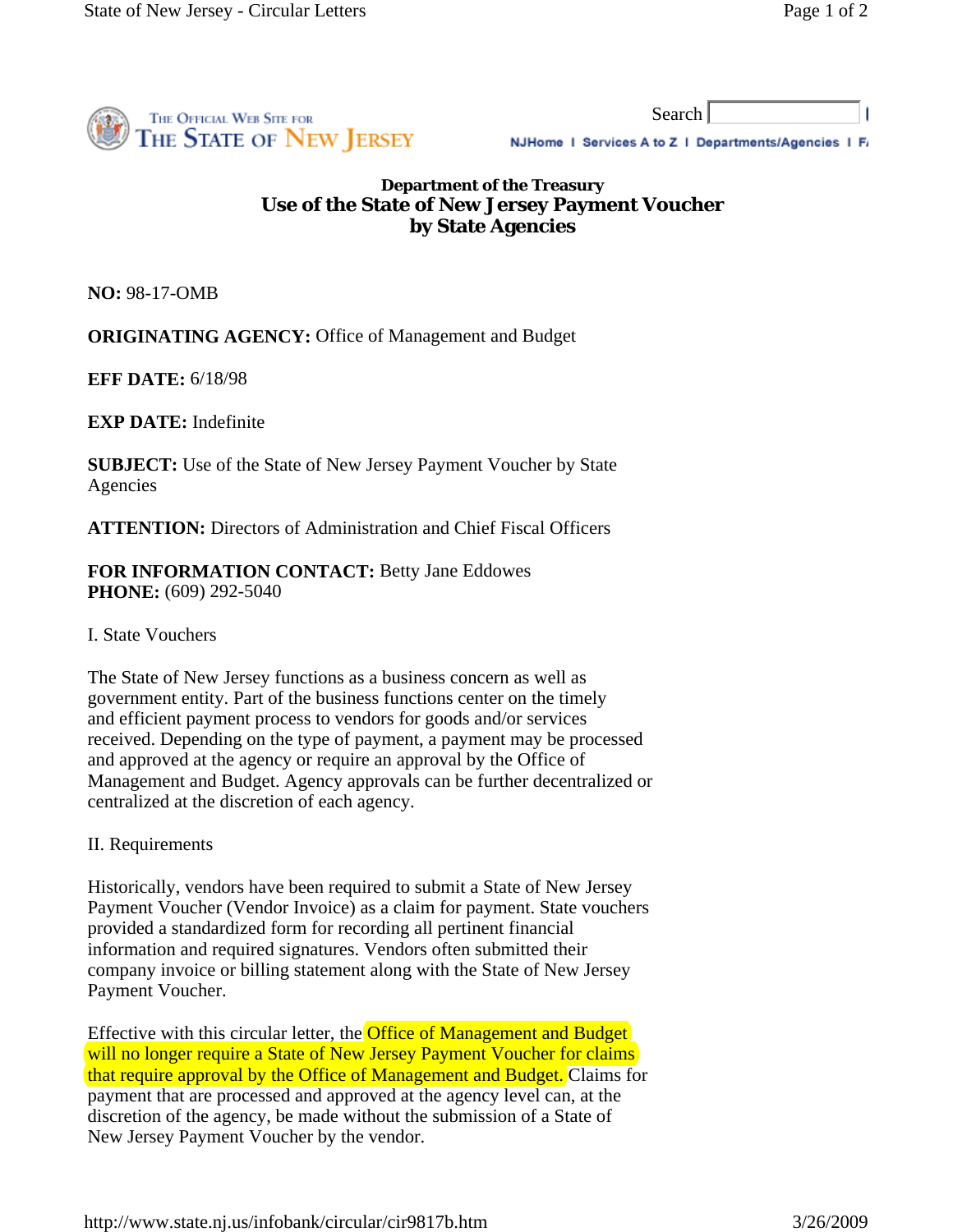### Department of the Treasury

## Use of the State of New Jersey Payment Voucher by State Agencies

**NO:** 98-17-OMB

**ORIGINATING AGENCY:** Office of Management and Budget

**EFF DATE:** 6/18/98

**EXP DATE:** Indefinite

**SUBJECT:** Use of the State of New Jersey Payment Voucher by State Agencies

**ATTENTION:** Directors of Administration and Chief Fiscal Officers

**FOR INFORMATION CONTACT:** Betty Jane Eddowes
**PHONE:** (609) 292-5040

I. State Vouchers

The State of New Jersey functions as a business concern as well as government entity. Part of the business functions center on the timely and efficient payment process to vendors for goods and/or services received. Depending on the type of payment, a payment may be processed and approved at the agency or require an approval by the Office of Management and Budget. Agency approvals can be further decentralized or centralized at the discretion of each agency.

II. Requirements

Historically, vendors have been required to submit a State of New Jersey Payment Voucher (Vendor Invoice) as a claim for payment. State vouchers provided a standardized form for recording all pertinent financial information and required signatures. Vendors often submitted their company invoice or billing statement along with the State of New Jersey Payment Voucher.

Effective with this circular letter, the Office of Management and Budget will no longer require a State of New Jersey Payment Voucher for claims that require approval by the Office of Management and Budget. Claims for payment that are processed and approved at the agency level can, at the discretion of the agency, be made without the submission of a State of New Jersey Payment Voucher by the vendor.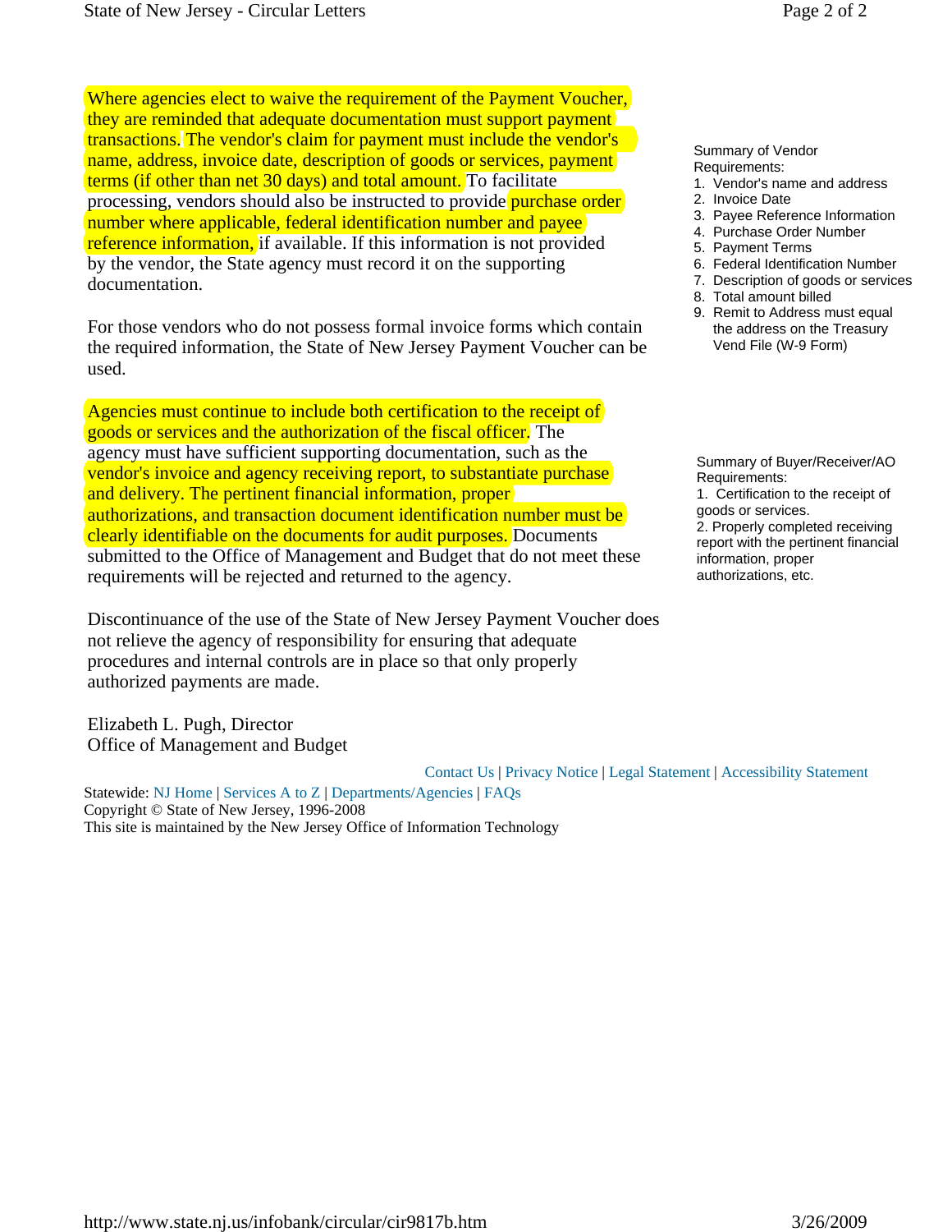Where agencies elect to waive the requirement of the Payment Voucher, they are reminded that adequate documentation must support payment transactions. The vendor's claim for payment must include the vendor's name, address, invoice date, description of goods or services, payment terms (if other than net 30 days) and total amount. To facilitate processing, vendors should also be instructed to provide purchase order number where applicable, federal identification number and payee reference information, if available. If this information is not provided by the vendor, the State agency must record it on the supporting documentation.

Summary of Vendor Requirements:

1. Vendor's name and address
2. Invoice Date
3. Payee Reference Information
4. Purchase Order Number
5. Payment Terms
6. Federal Identification Number
7. Description of goods or services
8. Total amount billed
9. Remit to Address must equal the address on the Treasury Vend File (W-9 Form)

For those vendors who do not possess formal invoice forms which contain the required information, the State of New Jersey Payment Voucher can be used.

Agencies must continue to include both certification to the receipt of goods or services and the authorization of the fiscal officer. The agency must have sufficient supporting documentation, such as the vendor's invoice and agency receiving report, to substantiate purchase and delivery. The pertinent financial information, proper authorizations, and transaction document identification number must be clearly identifiable on the documents for audit purposes. Documents submitted to the Office of Management and Budget that do not meet these requirements will be rejected and returned to the agency.

Summary of Buyer/Receiver/AO Requirements:

1. Certification to the receipt of goods or services.
2. Properly completed receiving report with the pertinent financial information, proper authorizations, etc.

Discontinuance of the use of the State of New Jersey Payment Voucher does not relieve the agency of responsibility for ensuring that adequate procedures and internal controls are in place so that only properly authorized payments are made.

Elizabeth L. Pugh, Director
Office of Management and Budget

Contact Us | Privacy Notice | Legal Statement | Accessibility Statement

Statewide: NJ Home | Services A to Z | Departments/Agencies | FAQs
Copyright © State of New Jersey, 1996-2008
This site is maintained by the New Jersey Office of Information Technology